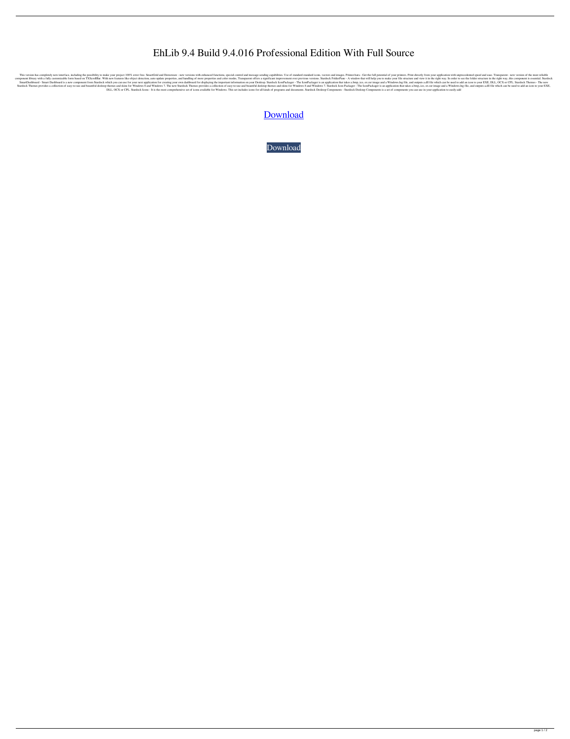# EhLib 9.4 Build 9.4.016 Professional Edition With Full Source

This version has completely new interface, including the possibility to make your project 100% error free. SmartGrid and Demoware - new versions with enhanced functions, special control and message sending capabilities. Use of standard standard icons, vectors and images. PrinterAura - Get the full potential of your printers. Print directly from your application with unprecedented speed and ease. Transparent - new version of the most reliable component library with a fully customizable form based on TXScrollBar. With new features like object detection, auto update properties, and handling of more properties and color modes, Transparent offers a significant improvement over previous versions. Stardock FolderPane - A window that will help you to make your file structure and view it in the right way. In order to see the folder structure in the right way, this component is essential. Stardock SmartDashboard - Smart Dashboard is a new component from Stardock which you can use for your next application for creating your own dashboard for displaying the important information on your Desktop. Stardock IconPackager - The IconPackager is an application that takes a bmp, ico, or cur image and a Windows.lng file, and outputs a dll file which can be used to add an icon to your EXE, DLL, OCX or CPL. Stardock Themes - The new Stardock Themes provides a collection of easy-to-use and beautiful desktop themes and skins for Windows 8 and Windows 7. The new Stardock Themes provides a collection of easy-to-use and beautiful desktop themes and skins for Windows 8 and Windows 7. Stardock Icon Packager - The IconPackager is an application that takes a bmp, ico, or.cur image and a Windows.lng file, and outputs a.dll file which can be used to add an icon to your EXE, DLL, OCX or CPL. Stardock Icons - It is the most comprehensive set of icons available for Windows. This set includes icons for all kinds of programs and documents. Stardock Desktop Components - Stardock Desktop Components is a set of components you can use in your application to easily add

Download

Download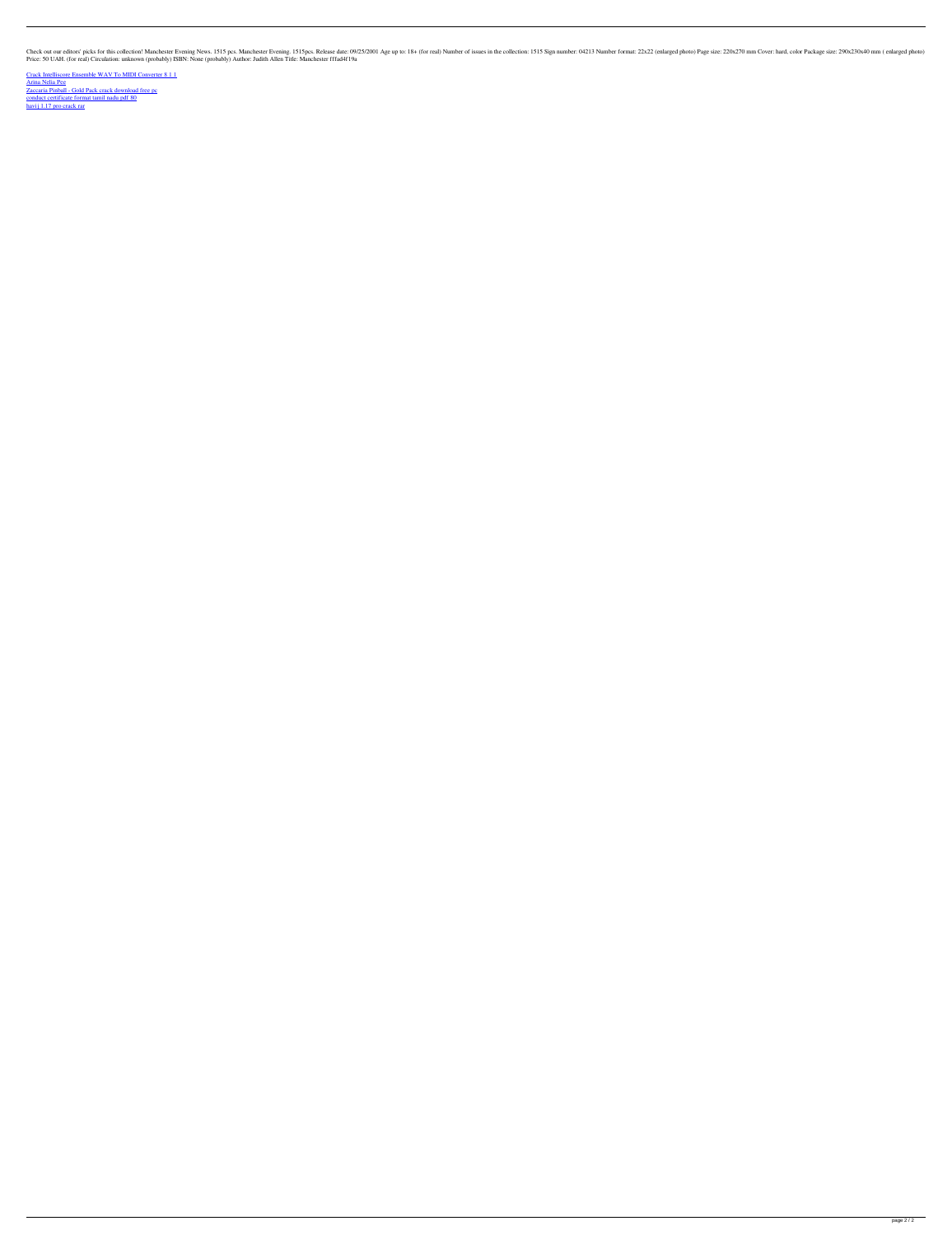Check out our editors' picks for this collection! Manchester Evening News. 1515 pcs. Manchester Evening. 1515pcs. Release date: 09/25/2001 Age up to: 18+ (for real) Number of issues in the collection: 1515 Sign number: 04213 Number format: 22x22 (enlarged photo) Page size: 220x270 mm Cover: hard, color Package size: 290x230x40 mm ( enlarged photo) Price: 50 UAH. (for real) Circulation: unknown (probably) ISBN: None (probably) Author: Judith Allen Title: Manchester f1fad4f19a

Crack Intelliscore Ensemble WAV To MIDI Converter 8 1 1
Anna Nelia Pee
Zaccaria Pinball - Gold Pack crack download free pc
conduct certificate format tamil nadu pdf 80
havij 1.17 pro crack rar